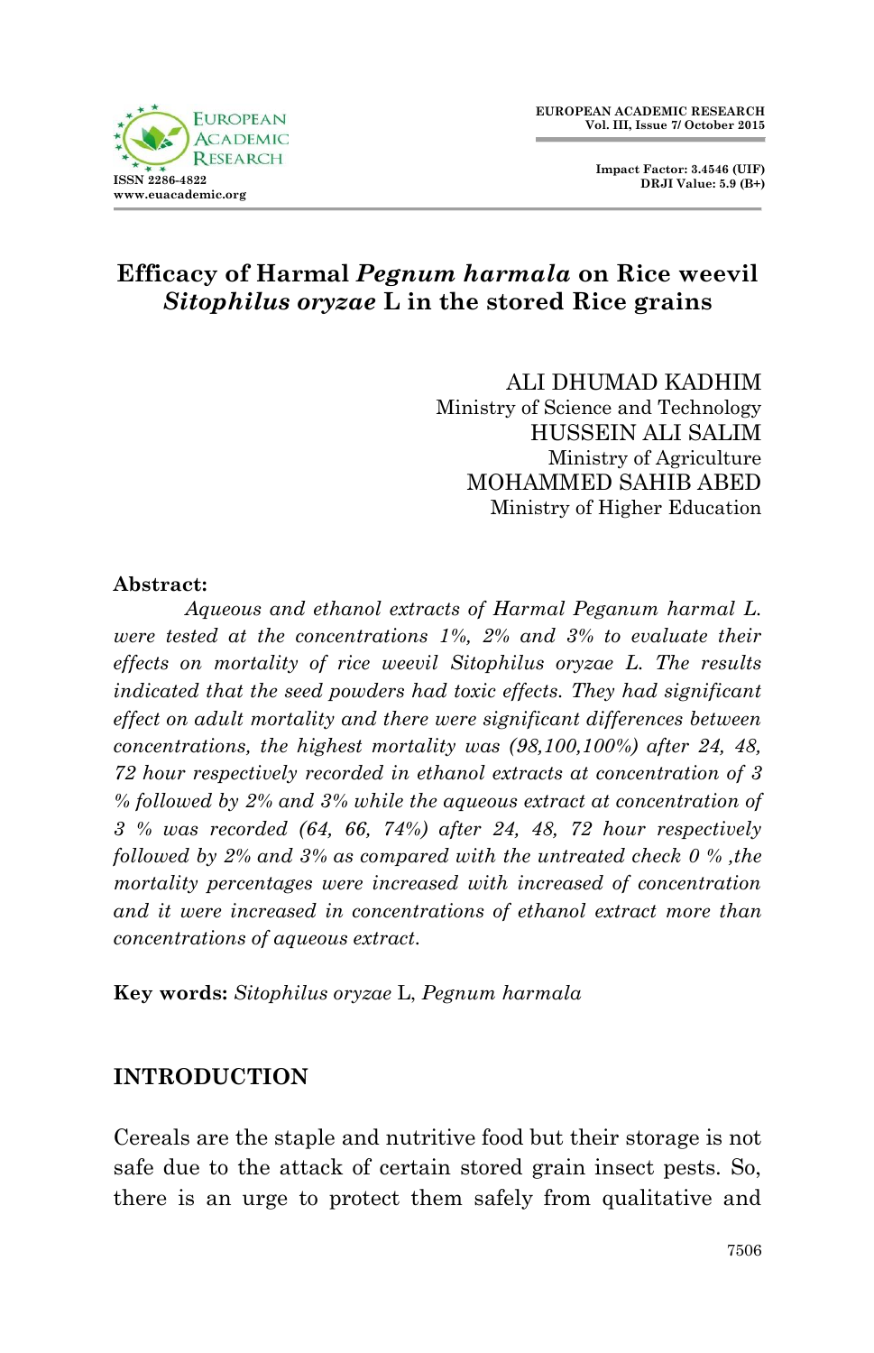# Efficacy of Harmal *Pegnum harmala* on Rice weevil *Sitophilus oryzae* L in the stored Rice grains

ALI DHUMAD KADHIM
Ministry of Science and Technology
HUSSEIN ALI SALIM
Ministry of Agriculture
MOHAMMED SAHIB ABED
Ministry of Higher Education

**Abstract:**

*Aqueous and ethanol extracts of Harmal Peganum harmal L. were tested at the concentrations 1%, 2% and 3% to evaluate their effects on mortality of rice weevil Sitophilus oryzae L. The results indicated that the seed powders had toxic effects. They had significant effect on adult mortality and there were significant differences between concentrations, the highest mortality was (98,100,100%) after 24, 48, 72 hour respectively recorded in ethanol extracts at concentration of 3 % followed by 2% and 3% while the aqueous extract at concentration of 3 % was recorded (64, 66, 74%) after 24, 48, 72 hour respectively followed by 2% and 3% as compared with the untreated check 0 % ,the mortality percentages were increased with increased of concentration and it were increased in concentrations of ethanol extract more than concentrations of aqueous extract.*

**Key words:** *Sitophilus oryzae* L, *Pegnum harmala*

## INTRODUCTION

Cereals are the staple and nutritive food but their storage is not safe due to the attack of certain stored grain insect pests. So, there is an urge to protect them safely from qualitative and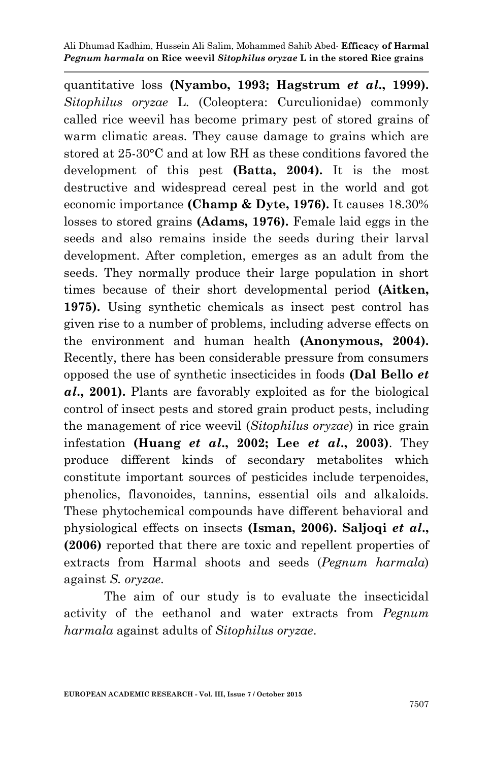quantitative loss **(Nyambo, 1993; Hagstrum *et al*., 1999).** *Sitophilus oryzae* L. (Coleoptera: Curculionidae) commonly called rice weevil has become primary pest of stored grains of warm climatic areas. They cause damage to grains which are stored at 25-30°C and at low RH as these conditions favored the development of this pest **(Batta, 2004).** It is the most destructive and widespread cereal pest in the world and got economic importance **(Champ & Dyte, 1976).** It causes 18.30% losses to stored grains **(Adams, 1976).** Female laid eggs in the seeds and also remains inside the seeds during their larval development. After completion, emerges as an adult from the seeds. They normally produce their large population in short times because of their short developmental period **(Aitken, 1975).** Using synthetic chemicals as insect pest control has given rise to a number of problems, including adverse effects on the environment and human health **(Anonymous, 2004).** Recently, there has been considerable pressure from consumers opposed the use of synthetic insecticides in foods **(Dal Bello *et al*., 2001).** Plants are favorably exploited as for the biological control of insect pests and stored grain product pests, including the management of rice weevil (*Sitophilus oryzae*) in rice grain infestation **(Huang *et al*., 2002; Lee *et al*., 2003)**. They produce different kinds of secondary metabolites which constitute important sources of pesticides include terpenoides, phenolics, flavonoides, tannins, essential oils and alkaloids. These phytochemical compounds have different behavioral and physiological effects on insects **(Isman, 2006). Saljoqi *et al*., (2006)** reported that there are toxic and repellent properties of extracts from Harmal shoots and seeds (*Pegnum harmala*) against *S. oryzae*.

The aim of our study is to evaluate the insecticidal activity of the eethanol and water extracts from *Pegnum harmala* against adults of *Sitophilus oryzae*.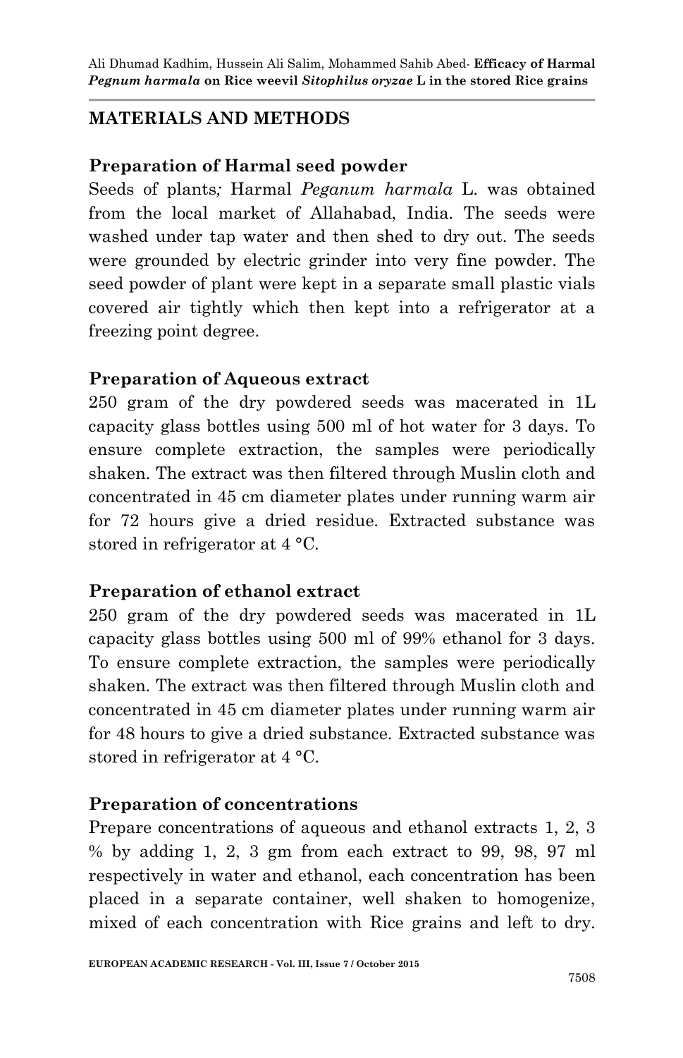## MATERIALS AND METHODS

### Preparation of Harmal seed powder

Seeds of plants*;* Harmal *Peganum harmala* L. was obtained from the local market of Allahabad, India. The seeds were washed under tap water and then shed to dry out. The seeds were grounded by electric grinder into very fine powder. The seed powder of plant were kept in a separate small plastic vials covered air tightly which then kept into a refrigerator at a freezing point degree.

### Preparation of Aqueous extract

250 gram of the dry powdered seeds was macerated in 1L capacity glass bottles using 500 ml of hot water for 3 days. To ensure complete extraction, the samples were periodically shaken. The extract was then filtered through Muslin cloth and concentrated in 45 cm diameter plates under running warm air for 72 hours give a dried residue. Extracted substance was stored in refrigerator at 4 °C.

### Preparation of ethanol extract

250 gram of the dry powdered seeds was macerated in 1L capacity glass bottles using 500 ml of 99% ethanol for 3 days. To ensure complete extraction, the samples were periodically shaken. The extract was then filtered through Muslin cloth and concentrated in 45 cm diameter plates under running warm air for 48 hours to give a dried substance. Extracted substance was stored in refrigerator at 4 °C.

### Preparation of concentrations

Prepare concentrations of aqueous and ethanol extracts 1, 2, 3 % by adding 1, 2, 3 gm from each extract to 99, 98, 97 ml respectively in water and ethanol, each concentration has been placed in a separate container, well shaken to homogenize, mixed of each concentration with Rice grains and left to dry.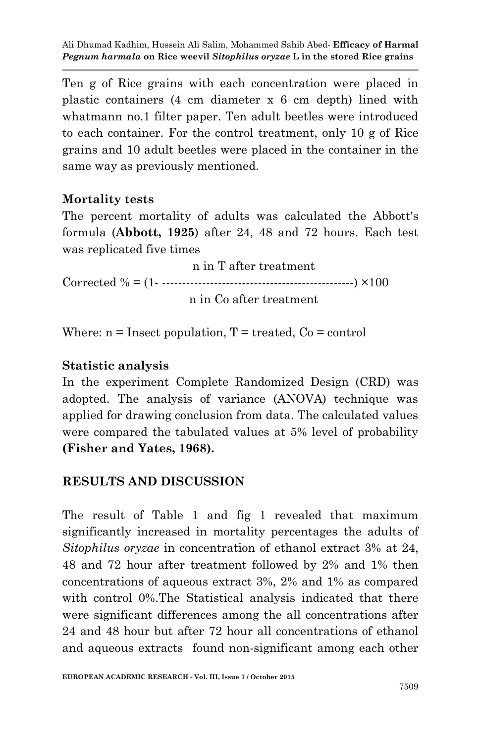Ten g of Rice grains with each concentration were placed in plastic containers (4 cm diameter x 6 cm depth) lined with whatmann no.1 filter paper. Ten adult beetles were introduced to each container. For the control treatment, only 10 g of Rice grains and 10 adult beetles were placed in the container in the same way as previously mentioned.

### Mortality tests

The percent mortality of adults was calculated the Abbott's formula (**Abbott, 1925**) after 24, 48 and 72 hours. Each test was replicated five times

$$\text{Corrected } \% = \left(1 - \frac{\text{n in T after treatment}}{\text{n in Co after treatment}}\right) \times 100$$

Where: n = Insect population, T = treated, Co = control

### Statistic analysis

In the experiment Complete Randomized Design (CRD) was adopted. The analysis of variance (ANOVA) technique was applied for drawing conclusion from data. The calculated values were compared the tabulated values at 5% level of probability **(Fisher and Yates, 1968).**

## RESULTS AND DISCUSSION

The result of Table 1 and fig 1 revealed that maximum significantly increased in mortality percentages the adults of *Sitophilus oryzae* in concentration of ethanol extract 3% at 24, 48 and 72 hour after treatment followed by 2% and 1% then concentrations of aqueous extract 3%, 2% and 1% as compared with control 0%.The Statistical analysis indicated that there were significant differences among the all concentrations after 24 and 48 hour but after 72 hour all concentrations of ethanol and aqueous extracts found non-significant among each other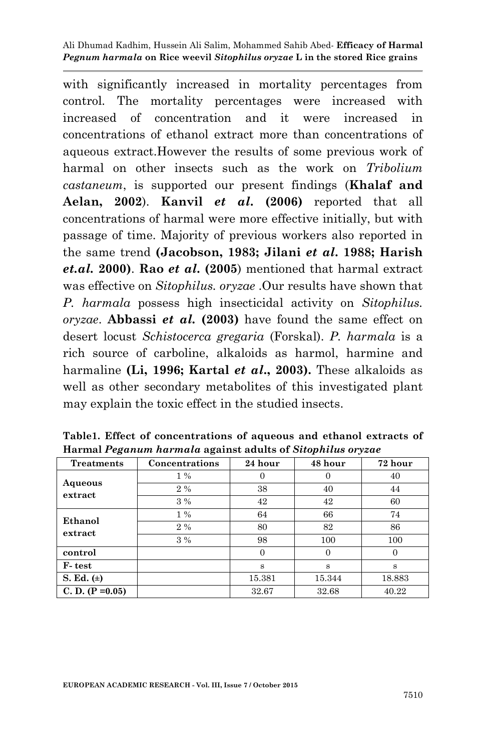with significantly increased in mortality percentages from control. The mortality percentages were increased with increased of concentration and it were increased in concentrations of ethanol extract more than concentrations of aqueous extract.However the results of some previous work of harmal on other insects such as the work on *Tribolium castaneum*, is supported our present findings (**Khalaf and Aelan, 2002**). **Kanvil *et al.* (2006)** reported that all concentrations of harmal were more effective initially, but with passage of time. Majority of previous workers also reported in the same trend **(Jacobson, 1983; Jilani *et al.* 1988; Harish *et.al.* 2000)**. **Rao *et al.* (2005**) mentioned that harmal extract was effective on *Sitophilus. oryzae* .Our results have shown that *P. harmala* possess high insecticidal activity on *Sitophilus. oryzae*. **Abbassi *et al.* (2003)** have found the same effect on desert locust *Schistocerca gregaria* (Forskal). *P. harmala* is a rich source of carboline, alkaloids as harmol, harmine and harmaline **(Li, 1996; Kartal *et al.*, 2003).** These alkaloids as well as other secondary metabolites of this investigated plant may explain the toxic effect in the studied insects.

**Table1. Effect of concentrations of aqueous and ethanol extracts of Harmal *Peganum harmala* against adults of *Sitophilus oryzae***

| Treatments | Concentrations | 24 hour | 48 hour | 72 hour |
|---|---|---|---|---|
| **Aqueous extract** | 1 % | 0 | 0 | 40 |
| | 2 % | 38 | 40 | 44 |
| | 3 % | 42 | 42 | 60 |
| **Ethanol extract** | 1 % | 64 | 66 | 74 |
| | 2 % | 80 | 82 | 86 |
| | 3 % | 98 | 100 | 100 |
| **control** | | 0 | 0 | 0 |
| **F- test** | | s | s | s |
| **S. Ed. (±)** | | 15.381 | 15.344 | 18.883 |
| **C. D. (P =0.05)** | | 32.67 | 32.68 | 40.22 |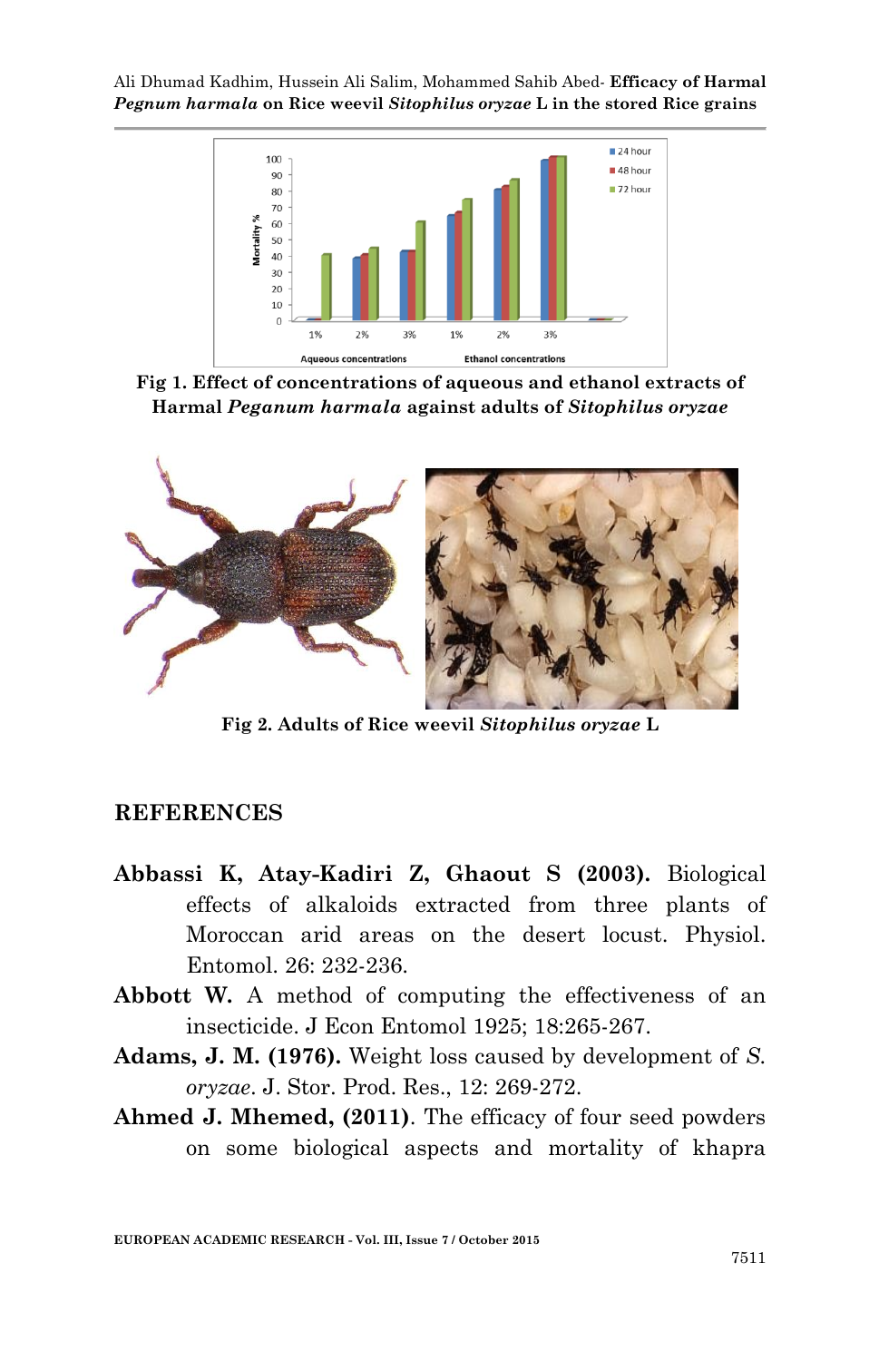Fig 1. Effect of concentrations of aqueous and ethanol extracts of Harmal *Peganum harmala* against adults of *Sitophilus oryzae*

Fig 2. Adults of Rice weevil *Sitophilus oryzae* L

## REFERENCES

**Abbassi K, Atay-Kadiri Z, Ghaout S (2003).** Biological effects of alkaloids extracted from three plants of Moroccan arid areas on the desert locust. Physiol. Entomol. 26: 232-236.

**Abbott W.** A method of computing the effectiveness of an insecticide. J Econ Entomol 1925; 18:265-267.

**Adams, J. M. (1976).** Weight loss caused by development of *S. oryzae*. J. Stor. Prod. Res., 12: 269-272.

**Ahmed J. Mhemed, (2011)**. The efficacy of four seed powders on some biological aspects and mortality of khapra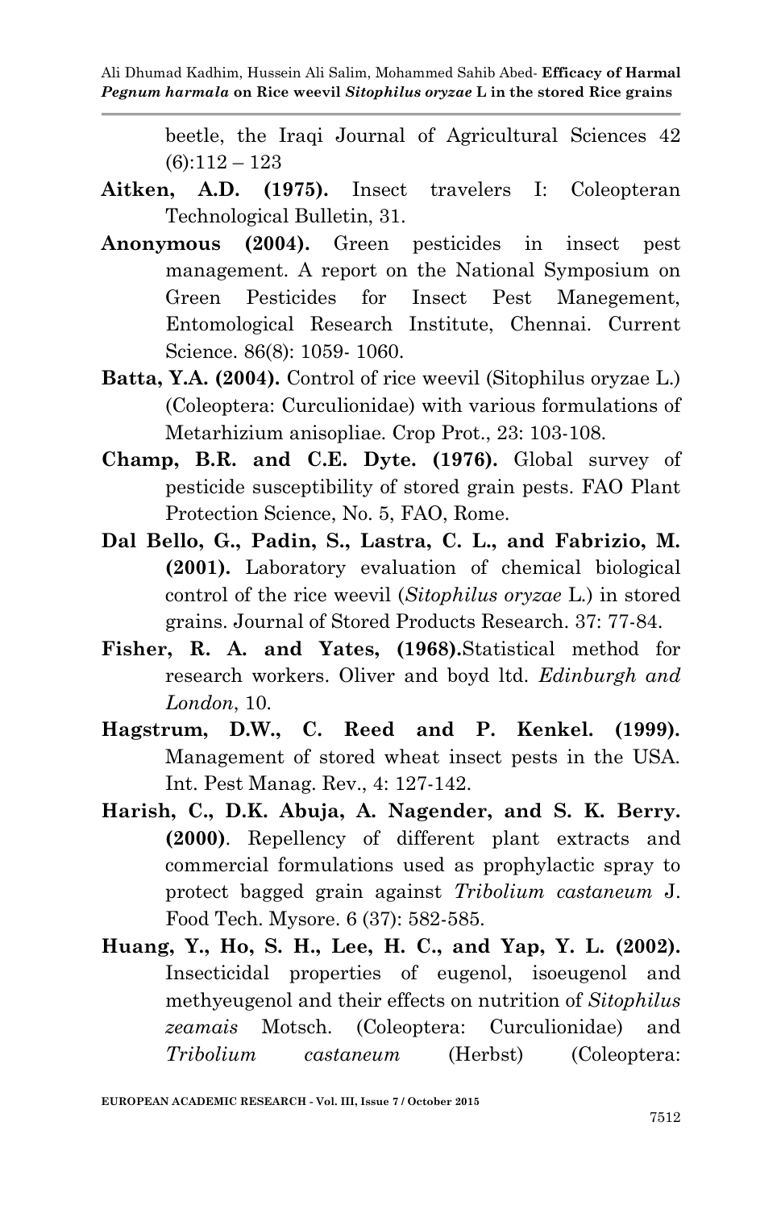beetle, the Iraqi Journal of Agricultural Sciences 42 (6):112 – 123

**Aitken, A.D. (1975).** Insect travelers I: Coleopteran Technological Bulletin, 31.

**Anonymous (2004).** Green pesticides in insect pest management. A report on the National Symposium on Green Pesticides for Insect Pest Manegement, Entomological Research Institute, Chennai. Current Science. 86(8): 1059- 1060.

**Batta, Y.A. (2004).** Control of rice weevil (Sitophilus oryzae L.) (Coleoptera: Curculionidae) with various formulations of Metarhizium anisopliae. Crop Prot., 23: 103-108.

**Champ, B.R. and C.E. Dyte. (1976).** Global survey of pesticide susceptibility of stored grain pests. FAO Plant Protection Science, No. 5, FAO, Rome.

**Dal Bello, G., Padin, S., Lastra, C. L., and Fabrizio, M. (2001).** Laboratory evaluation of chemical biological control of the rice weevil (*Sitophilus oryzae* L.) in stored grains. Journal of Stored Products Research. 37: 77-84.

**Fisher, R. A. and Yates, (1968).**Statistical method for research workers. Oliver and boyd ltd. *Edinburgh and London*, 10.

**Hagstrum, D.W., C. Reed and P. Kenkel. (1999).** Management of stored wheat insect pests in the USA. Int. Pest Manag. Rev., 4: 127-142.

**Harish, C., D.K. Abuja, A. Nagender, and S. K. Berry. (2000)**. Repellency of different plant extracts and commercial formulations used as prophylactic spray to protect bagged grain against *Tribolium castaneum* J. Food Tech. Mysore. 6 (37): 582-585.

**Huang, Y., Ho, S. H., Lee, H. C., and Yap, Y. L. (2002).** Insecticidal properties of eugenol, isoeugenol and methyeugenol and their effects on nutrition of *Sitophilus zeamais* Motsch. (Coleoptera: Curculionidae) and *Tribolium castaneum* (Herbst) (Coleoptera: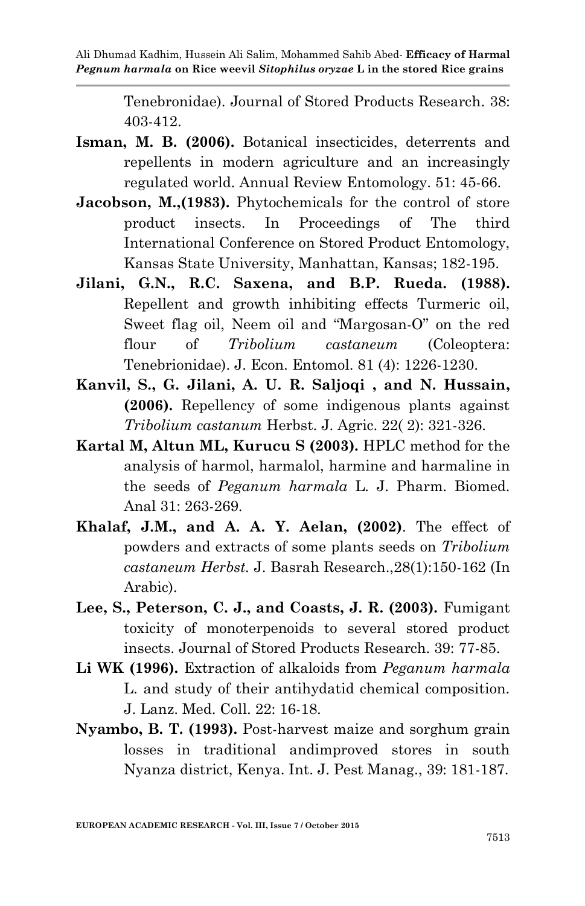Tenebronidae). Journal of Stored Products Research. 38: 403-412.

**Isman, M. B. (2006).** Botanical insecticides, deterrents and repellents in modern agriculture and an increasingly regulated world. Annual Review Entomology. 51: 45-66.

**Jacobson, M.,(1983).** Phytochemicals for the control of store product insects. In Proceedings of The third International Conference on Stored Product Entomology, Kansas State University, Manhattan, Kansas; 182-195.

**Jilani, G.N., R.C. Saxena, and B.P. Rueda. (1988).** Repellent and growth inhibiting effects Turmeric oil, Sweet flag oil, Neem oil and "Margosan-O" on the red flour of *Tribolium castaneum* (Coleoptera: Tenebrionidae). J. Econ. Entomol. 81 (4): 1226-1230.

**Kanvil, S., G. Jilani, A. U. R. Saljoqi , and N. Hussain, (2006).** Repellency of some indigenous plants against *Tribolium castanum* Herbst. J. Agric. 22( 2): 321-326.

**Kartal M, Altun ML, Kurucu S (2003).** HPLC method for the analysis of harmol, harmalol, harmine and harmaline in the seeds of *Peganum harmala* L. J. Pharm. Biomed. Anal 31: 263-269.

**Khalaf, J.M., and A. A. Y. Aelan, (2002)**. The effect of powders and extracts of some plants seeds on *Tribolium castaneum Herbst.* J. Basrah Research.,28(1):150-162 (In Arabic).

**Lee, S., Peterson, C. J., and Coasts, J. R. (2003).** Fumigant toxicity of monoterpenoids to several stored product insects. Journal of Stored Products Research. 39: 77-85.

**Li WK (1996).** Extraction of alkaloids from *Peganum harmala* L. and study of their antihydatid chemical composition. J. Lanz. Med. Coll. 22: 16-18.

**Nyambo, B. T. (1993).** Post-harvest maize and sorghum grain losses in traditional andimproved stores in south Nyanza district, Kenya. Int. J. Pest Manag., 39: 181-187.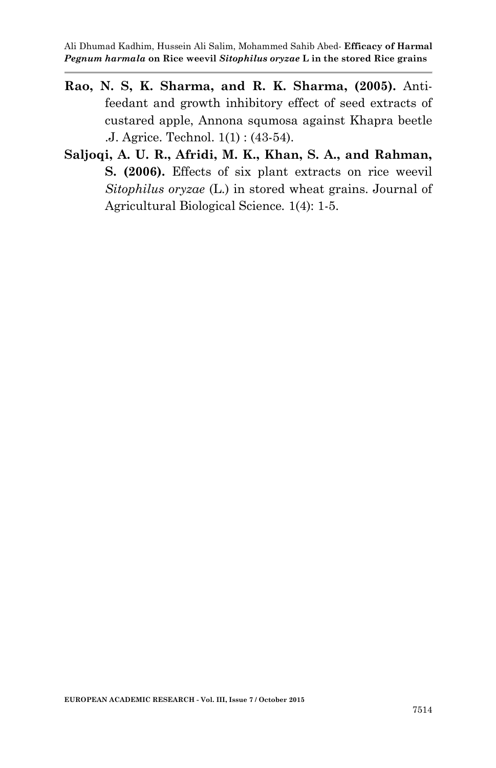**Rao, N. S, K. Sharma, and R. K. Sharma, (2005).** Anti-feedant and growth inhibitory effect of seed extracts of custared apple, Annona squmosa against Khapra beetle .J. Agrice. Technol. 1(1) : (43-54).

**Saljoqi, A. U. R., Afridi, M. K., Khan, S. A., and Rahman, S. (2006).** Effects of six plant extracts on rice weevil *Sitophilus oryzae* (L.) in stored wheat grains. Journal of Agricultural Biological Science. 1(4): 1-5.